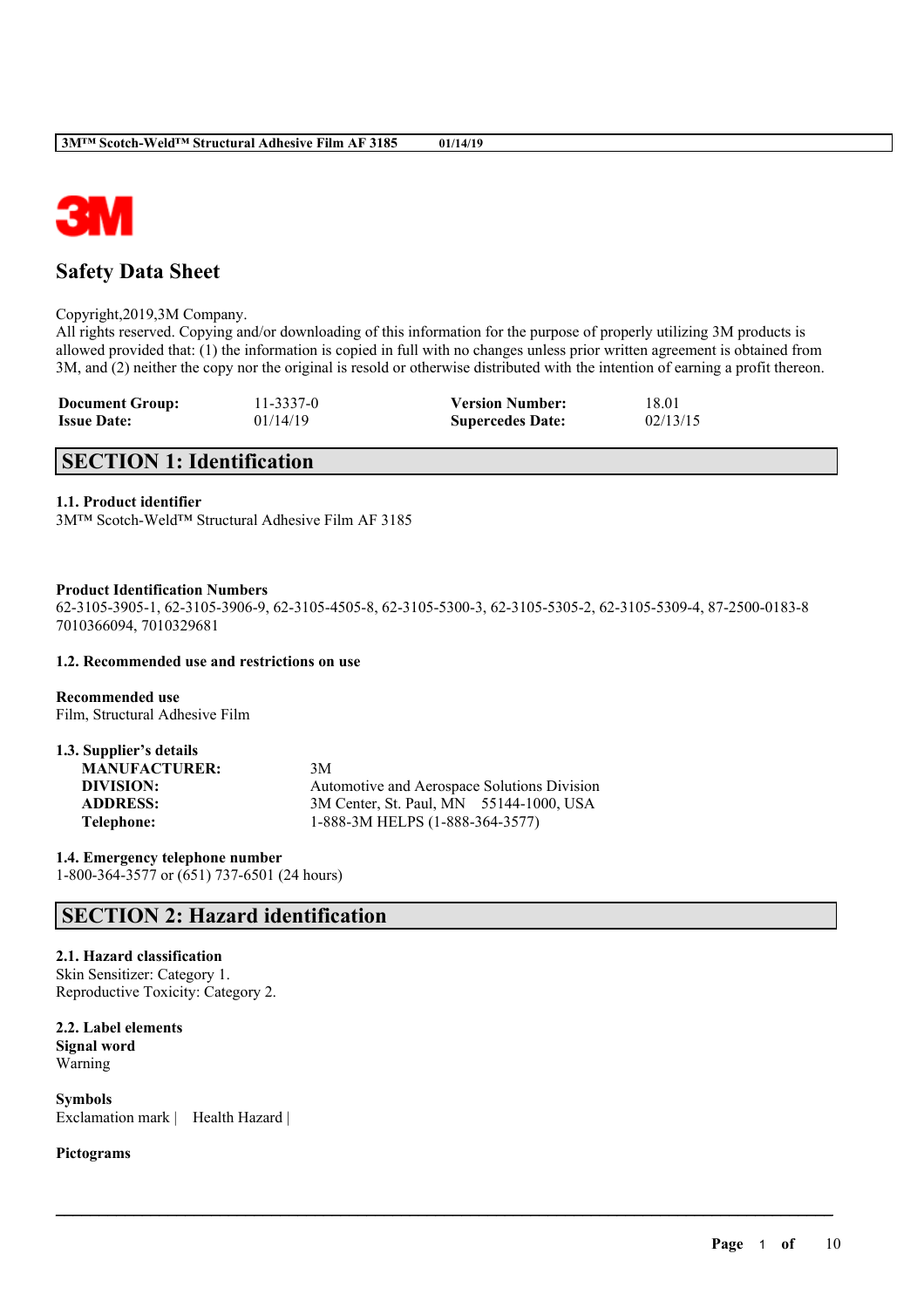# Safety Data Sheet

Copyright,2019,3M Company.
All rights reserved. Copying and/or downloading of this information for the purpose of properly utilizing 3M products is allowed provided that: (1) the information is copied in full with no changes unless prior written agreement is obtained from 3M, and (2) neither the copy nor the original is resold or otherwise distributed with the intention of earning a profit thereon.

| | | | |
|---|---|---|---|
| **Document Group:** | 11-3337-0 | **Version Number:** | 18.01 |
| **Issue Date:** | 01/14/19 | **Supercedes Date:** | 02/13/15 |

## SECTION 1: Identification

### 1.1. Product identifier

3M™ Scotch-Weld™ Structural Adhesive Film AF 3185

**Product Identification Numbers**

62-3105-3905-1, 62-3105-3906-9, 62-3105-4505-8, 62-3105-5300-3, 62-3105-5305-2, 62-3105-5309-4, 87-2500-0183-8
7010366094, 7010329681

### 1.2. Recommended use and restrictions on use

**Recommended use**

Film, Structural Adhesive Film

### 1.3. Supplier's details

| | |
|---|---|
| **MANUFACTURER:** | 3M |
| **DIVISION:** | Automotive and Aerospace Solutions Division |
| **ADDRESS:** | 3M Center, St. Paul, MN 55144-1000, USA |
| **Telephone:** | 1-888-3M HELPS (1-888-364-3577) |

### 1.4. Emergency telephone number

1-800-364-3577 or (651) 737-6501 (24 hours)

## SECTION 2: Hazard identification

### 2.1. Hazard classification

Skin Sensitizer: Category 1.
Reproductive Toxicity: Category 2.

### 2.2. Label elements

**Signal word**

Warning

**Symbols**

Exclamation mark | Health Hazard |

**Pictograms**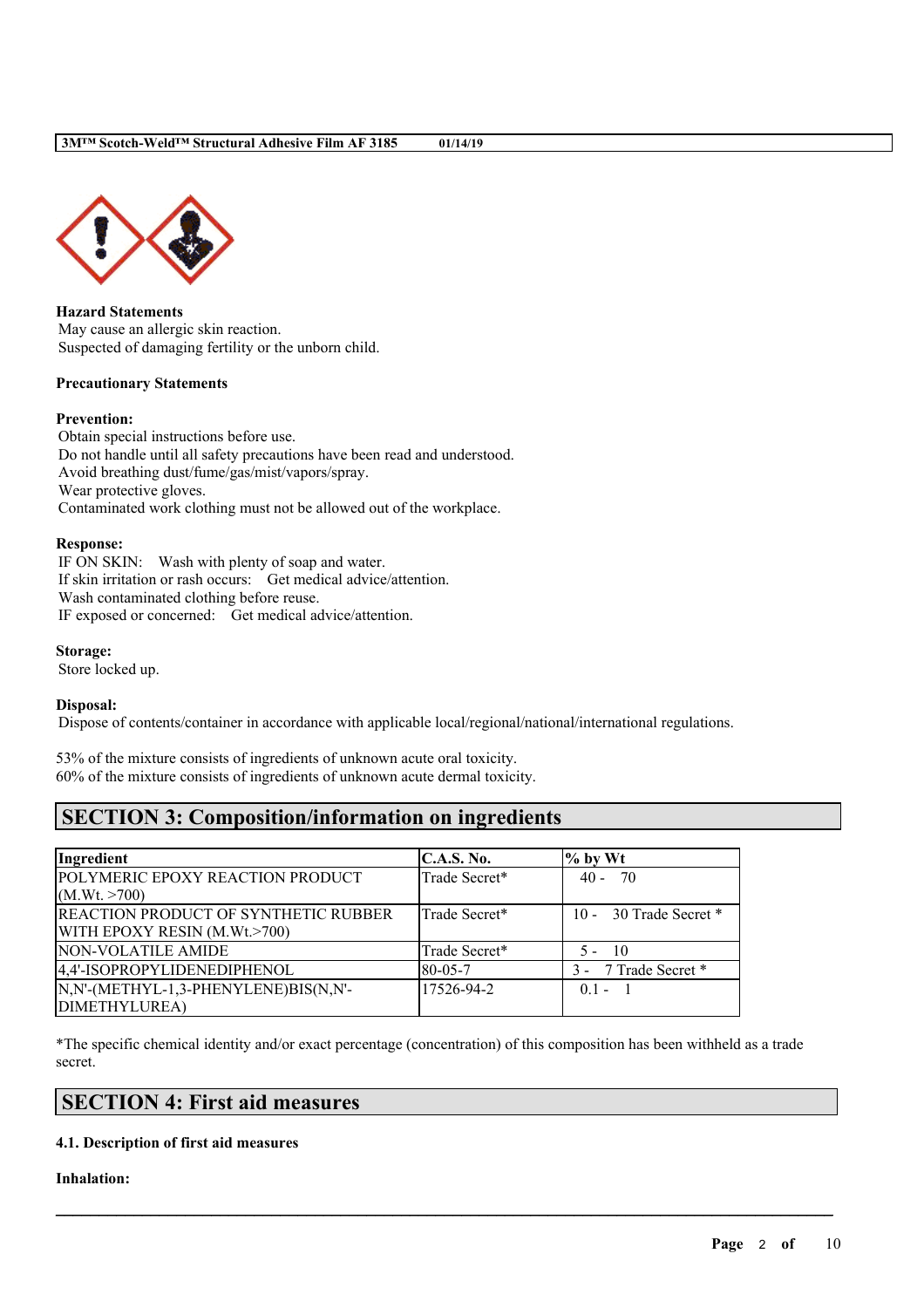**Hazard Statements**
May cause an allergic skin reaction.
Suspected of damaging fertility or the unborn child.

**Precautionary Statements**

**Prevention:**
Obtain special instructions before use.
Do not handle until all safety precautions have been read and understood.
Avoid breathing dust/fume/gas/mist/vapors/spray.
Wear protective gloves.
Contaminated work clothing must not be allowed out of the workplace.

**Response:**
IF ON SKIN: Wash with plenty of soap and water.
If skin irritation or rash occurs: Get medical advice/attention.
Wash contaminated clothing before reuse.
IF exposed or concerned: Get medical advice/attention.

**Storage:**
Store locked up.

**Disposal:**
Dispose of contents/container in accordance with applicable local/regional/national/international regulations.

53% of the mixture consists of ingredients of unknown acute oral toxicity.
60% of the mixture consists of ingredients of unknown acute dermal toxicity.

## SECTION 3: Composition/information on ingredients

| Ingredient | C.A.S. No. | % by Wt |
|---|---|---|
| POLYMERIC EPOXY REACTION PRODUCT (M.Wt. >700) | Trade Secret* | 40 - 70 |
| REACTION PRODUCT OF SYNTHETIC RUBBER WITH EPOXY RESIN (M.Wt.>700) | Trade Secret* | 10 - 30 Trade Secret * |
| NON-VOLATILE AMIDE | Trade Secret* | 5 - 10 |
| 4,4'-ISOPROPYLIDENEDIPHENOL | 80-05-7 | 3 - 7 Trade Secret * |
| N,N'-(METHYL-1,3-PHENYLENE)BIS(N,N'-DIMETHYLUREA) | 17526-94-2 | 0.1 - 1 |

*The specific chemical identity and/or exact percentage (concentration) of this composition has been withheld as a trade secret.

## SECTION 4: First aid measures

### 4.1. Description of first aid measures

**Inhalation:**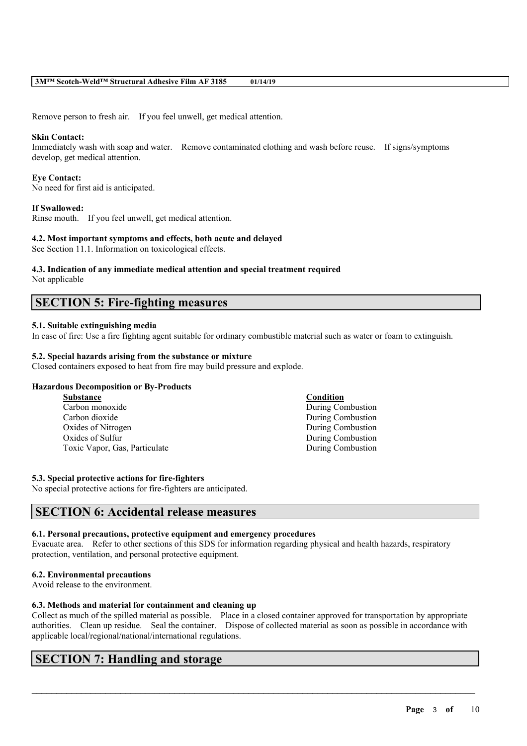Remove person to fresh air. If you feel unwell, get medical attention.

**Skin Contact:**
Immediately wash with soap and water. Remove contaminated clothing and wash before reuse. If signs/symptoms develop, get medical attention.

**Eye Contact:**
No need for first aid is anticipated.

**If Swallowed:**
Rinse mouth. If you feel unwell, get medical attention.

**4.2. Most important symptoms and effects, both acute and delayed**
See Section 11.1. Information on toxicological effects.

**4.3. Indication of any immediate medical attention and special treatment required**
Not applicable

## SECTION 5: Fire-fighting measures

**5.1. Suitable extinguishing media**
In case of fire: Use a fire fighting agent suitable for ordinary combustible material such as water or foam to extinguish.

**5.2. Special hazards arising from the substance or mixture**
Closed containers exposed to heat from fire may build pressure and explode.

**Hazardous Decomposition or By-Products**

| Substance | Condition |
| --- | --- |
| Carbon monoxide | During Combustion |
| Carbon dioxide | During Combustion |
| Oxides of Nitrogen | During Combustion |
| Oxides of Sulfur | During Combustion |
| Toxic Vapor, Gas, Particulate | During Combustion |

**5.3. Special protective actions for fire-fighters**
No special protective actions for fire-fighters are anticipated.

## SECTION 6: Accidental release measures

**6.1. Personal precautions, protective equipment and emergency procedures**
Evacuate area. Refer to other sections of this SDS for information regarding physical and health hazards, respiratory protection, ventilation, and personal protective equipment.

**6.2. Environmental precautions**
Avoid release to the environment.

**6.3. Methods and material for containment and cleaning up**
Collect as much of the spilled material as possible. Place in a closed container approved for transportation by appropriate authorities. Clean up residue. Seal the container. Dispose of collected material as soon as possible in accordance with applicable local/regional/national/international regulations.

## SECTION 7: Handling and storage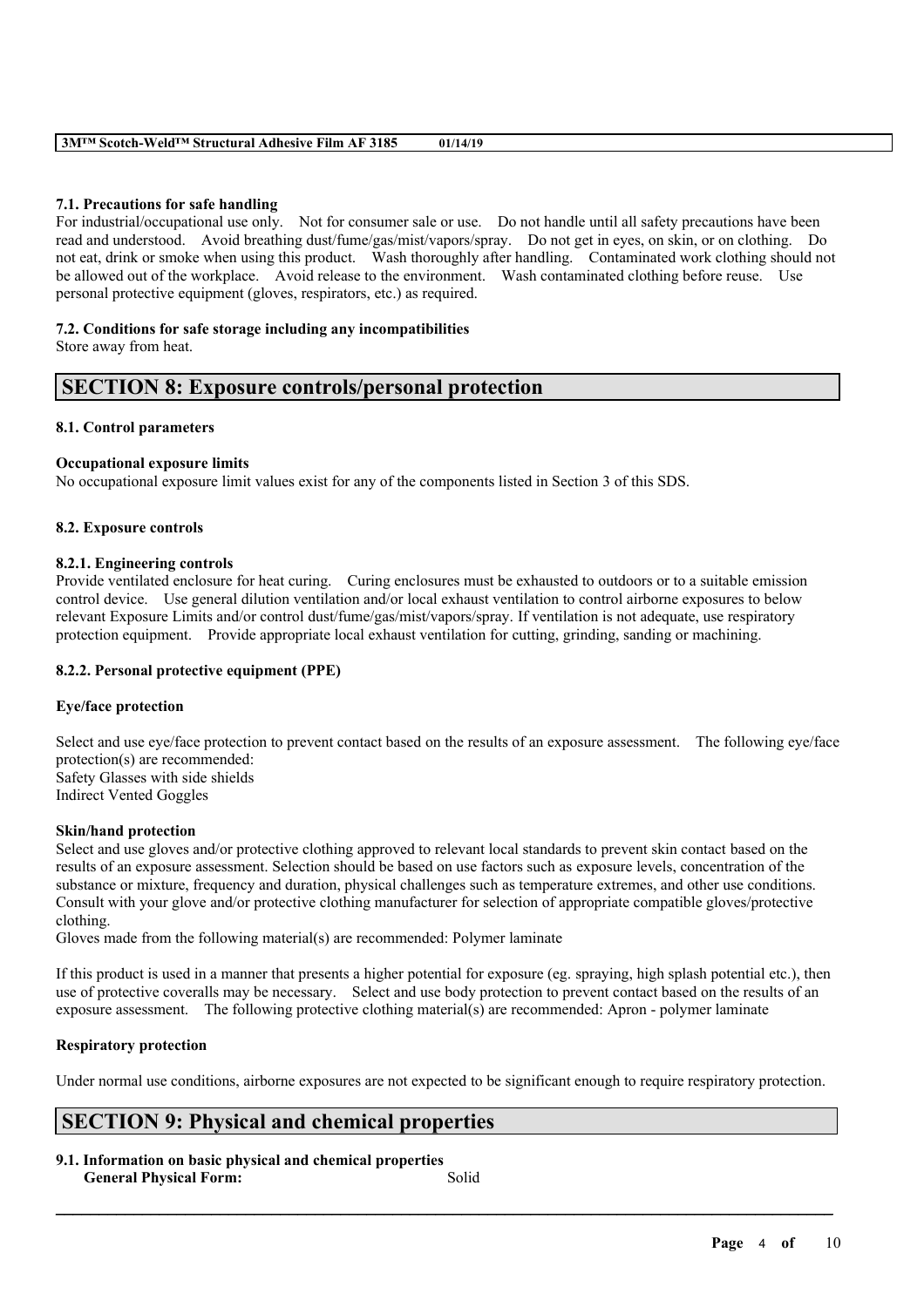#### 7.1. Precautions for safe handling

For industrial/occupational use only. Not for consumer sale or use. Do not handle until all safety precautions have been read and understood. Avoid breathing dust/fume/gas/mist/vapors/spray. Do not get in eyes, on skin, or on clothing. Do not eat, drink or smoke when using this product. Wash thoroughly after handling. Contaminated work clothing should not be allowed out of the workplace. Avoid release to the environment. Wash contaminated clothing before reuse. Use personal protective equipment (gloves, respirators, etc.) as required.

#### 7.2. Conditions for safe storage including any incompatibilities

Store away from heat.

## SECTION 8: Exposure controls/personal protection

#### 8.1. Control parameters

**Occupational exposure limits**

No occupational exposure limit values exist for any of the components listed in Section 3 of this SDS.

#### 8.2. Exposure controls

#### 8.2.1. Engineering controls

Provide ventilated enclosure for heat curing. Curing enclosures must be exhausted to outdoors or to a suitable emission control device. Use general dilution ventilation and/or local exhaust ventilation to control airborne exposures to below relevant Exposure Limits and/or control dust/fume/gas/mist/vapors/spray. If ventilation is not adequate, use respiratory protection equipment. Provide appropriate local exhaust ventilation for cutting, grinding, sanding or machining.

#### 8.2.2. Personal protective equipment (PPE)

**Eye/face protection**

Select and use eye/face protection to prevent contact based on the results of an exposure assessment. The following eye/face protection(s) are recommended:
Safety Glasses with side shields
Indirect Vented Goggles

**Skin/hand protection**

Select and use gloves and/or protective clothing approved to relevant local standards to prevent skin contact based on the results of an exposure assessment. Selection should be based on use factors such as exposure levels, concentration of the substance or mixture, frequency and duration, physical challenges such as temperature extremes, and other use conditions. Consult with your glove and/or protective clothing manufacturer for selection of appropriate compatible gloves/protective clothing.
Gloves made from the following material(s) are recommended: Polymer laminate

If this product is used in a manner that presents a higher potential for exposure (eg. spraying, high splash potential etc.), then use of protective coveralls may be necessary. Select and use body protection to prevent contact based on the results of an exposure assessment. The following protective clothing material(s) are recommended: Apron - polymer laminate

**Respiratory protection**

Under normal use conditions, airborne exposures are not expected to be significant enough to require respiratory protection.

## SECTION 9: Physical and chemical properties

#### 9.1. Information on basic physical and chemical properties

**General Physical Form:** Solid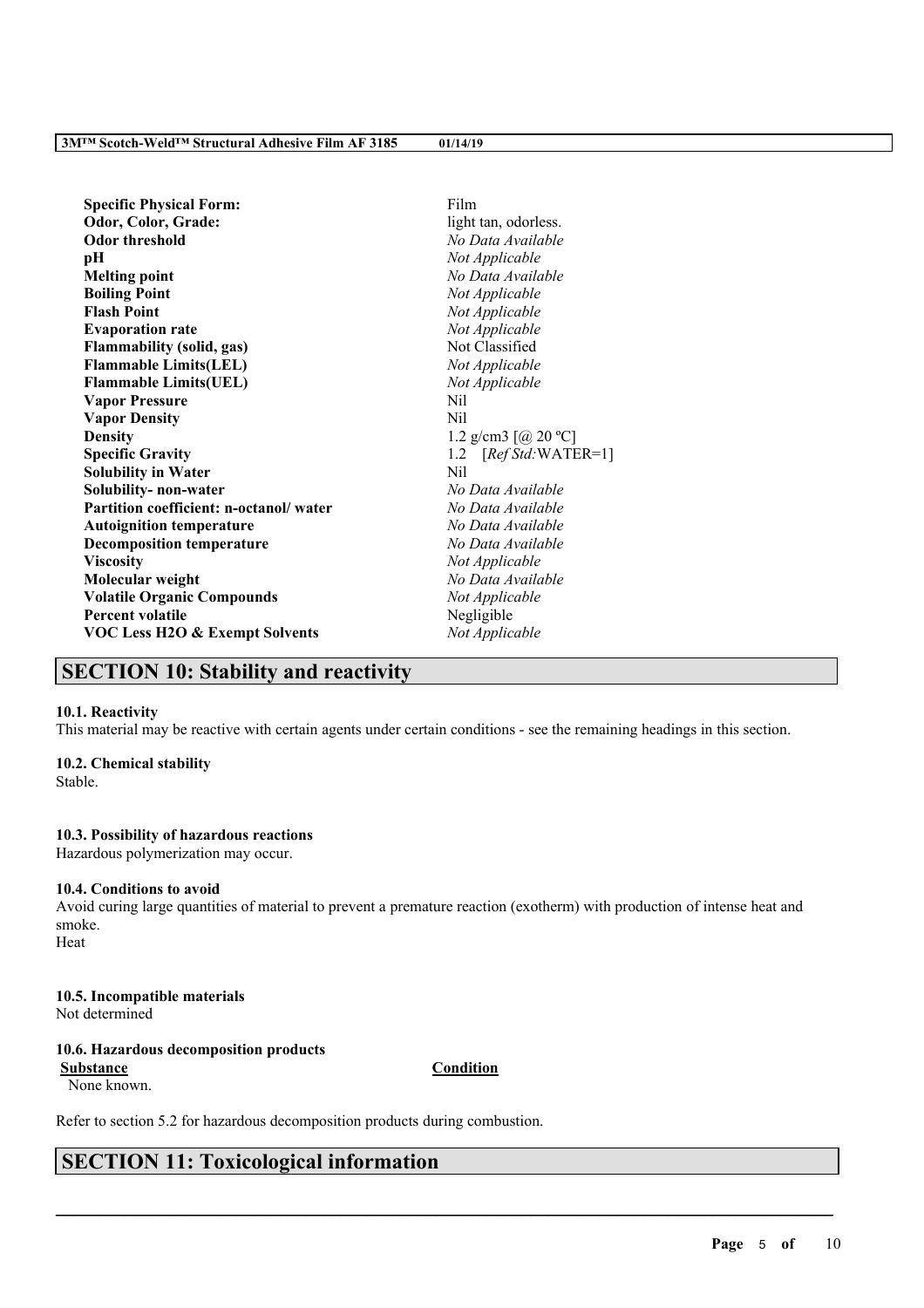| | |
|---|---|
| **Specific Physical Form:** | Film |
| **Odor, Color, Grade:** | light tan, odorless. |
| **Odor threshold** | *No Data Available* |
| **pH** | *Not Applicable* |
| **Melting point** | *No Data Available* |
| **Boiling Point** | *Not Applicable* |
| **Flash Point** | *Not Applicable* |
| **Evaporation rate** | *Not Applicable* |
| **Flammability (solid, gas)** | Not Classified |
| **Flammable Limits(LEL)** | *Not Applicable* |
| **Flammable Limits(UEL)** | *Not Applicable* |
| **Vapor Pressure** | Nil |
| **Vapor Density** | Nil |
| **Density** | 1.2 g/cm3 [@ 20 ºC] |
| **Specific Gravity** | 1.2 [*Ref Std:*WATER=1] |
| **Solubility in Water** | Nil |
| **Solubility- non-water** | *No Data Available* |
| **Partition coefficient: n-octanol/ water** | *No Data Available* |
| **Autoignition temperature** | *No Data Available* |
| **Decomposition temperature** | *No Data Available* |
| **Viscosity** | *Not Applicable* |
| **Molecular weight** | *No Data Available* |
| **Volatile Organic Compounds** | *Not Applicable* |
| **Percent volatile** | Negligible |
| **VOC Less H2O & Exempt Solvents** | *Not Applicable* |

## SECTION 10: Stability and reactivity

**10.1. Reactivity**
This material may be reactive with certain agents under certain conditions - see the remaining headings in this section.

**10.2. Chemical stability**
Stable.

**10.3. Possibility of hazardous reactions**
Hazardous polymerization may occur.

**10.4. Conditions to avoid**
Avoid curing large quantities of material to prevent a premature reaction (exotherm) with production of intense heat and smoke.
Heat

**10.5. Incompatible materials**
Not determined

**10.6. Hazardous decomposition products**

| Substance | Condition |
|---|---|
| None known. | |

Refer to section 5.2 for hazardous decomposition products during combustion.

## SECTION 11: Toxicological information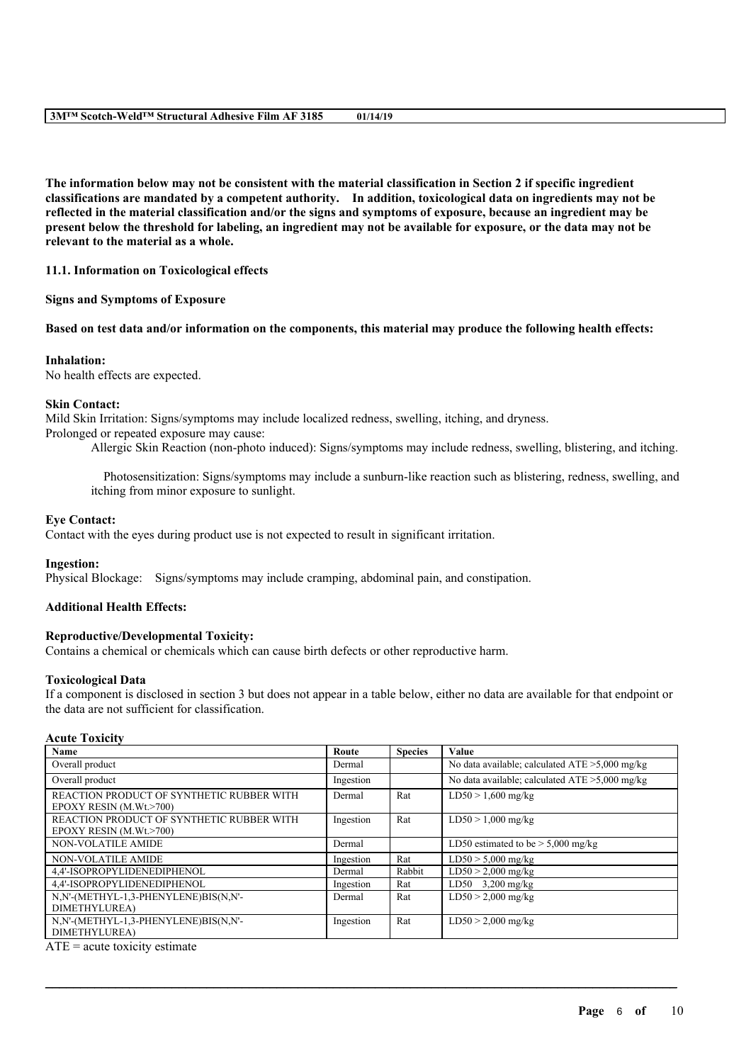**The information below may not be consistent with the material classification in Section 2 if specific ingredient classifications are mandated by a competent authority. In addition, toxicological data on ingredients may not be reflected in the material classification and/or the signs and symptoms of exposure, because an ingredient may be present below the threshold for labeling, an ingredient may not be available for exposure, or the data may not be relevant to the material as a whole.**

**11.1. Information on Toxicological effects**

**Signs and Symptoms of Exposure**

**Based on test data and/or information on the components, this material may produce the following health effects:**

**Inhalation:**
No health effects are expected.

**Skin Contact:**
Mild Skin Irritation: Signs/symptoms may include localized redness, swelling, itching, and dryness.
Prolonged or repeated exposure may cause:

Allergic Skin Reaction (non-photo induced): Signs/symptoms may include redness, swelling, blistering, and itching.

Photosensitization: Signs/symptoms may include a sunburn-like reaction such as blistering, redness, swelling, and itching from minor exposure to sunlight.

**Eye Contact:**
Contact with the eyes during product use is not expected to result in significant irritation.

**Ingestion:**
Physical Blockage: Signs/symptoms may include cramping, abdominal pain, and constipation.

**Additional Health Effects:**

**Reproductive/Developmental Toxicity:**
Contains a chemical or chemicals which can cause birth defects or other reproductive harm.

**Toxicological Data**
If a component is disclosed in section 3 but does not appear in a table below, either no data are available for that endpoint or the data are not sufficient for classification.

**Acute Toxicity**

| Name | Route | Species | Value |
|---|---|---|---|
| Overall product | Dermal | | No data available; calculated ATE >5,000 mg/kg |
| Overall product | Ingestion | | No data available; calculated ATE >5,000 mg/kg |
| REACTION PRODUCT OF SYNTHETIC RUBBER WITH EPOXY RESIN (M.Wt.>700) | Dermal | Rat | LD50 > 1,600 mg/kg |
| REACTION PRODUCT OF SYNTHETIC RUBBER WITH EPOXY RESIN (M.Wt.>700) | Ingestion | Rat | LD50 > 1,000 mg/kg |
| NON-VOLATILE AMIDE | Dermal | | LD50 estimated to be > 5,000 mg/kg |
| NON-VOLATILE AMIDE | Ingestion | Rat | LD50 > 5,000 mg/kg |
| 4,4'-ISOPROPYLIDENEDIPHENOL | Dermal | Rabbit | LD50 > 2,000 mg/kg |
| 4,4'-ISOPROPYLIDENEDIPHENOL | Ingestion | Rat | LD50 3,200 mg/kg |
| N,N'-(METHYL-1,3-PHENYLENE)BIS(N,N'-DIMETHYLUREA) | Dermal | Rat | LD50 > 2,000 mg/kg |
| N,N'-(METHYL-1,3-PHENYLENE)BIS(N,N'-DIMETHYLUREA) | Ingestion | Rat | LD50 > 2,000 mg/kg |

ATE = acute toxicity estimate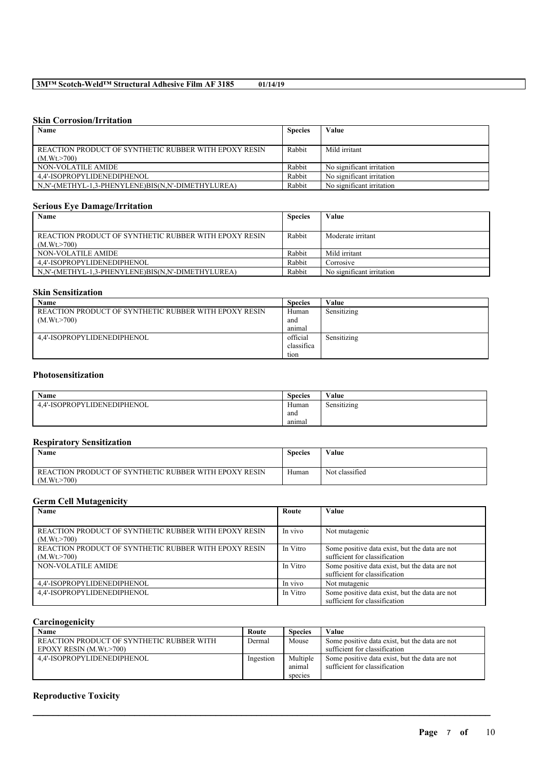### Skin Corrosion/Irritation

| Name | Species | Value |
|---|---|---|
| REACTION PRODUCT OF SYNTHETIC RUBBER WITH EPOXY RESIN (M.Wt.>700) | Rabbit | Mild irritant |
| NON-VOLATILE AMIDE | Rabbit | No significant irritation |
| 4,4'-ISOPROPYLIDENEDIPHENOL | Rabbit | No significant irritation |
| N,N'-(METHYL-1,3-PHENYLENE)BIS(N,N'-DIMETHYLUREA) | Rabbit | No significant irritation |

### Serious Eye Damage/Irritation

| Name | Species | Value |
|---|---|---|
| REACTION PRODUCT OF SYNTHETIC RUBBER WITH EPOXY RESIN (M.Wt.>700) | Rabbit | Moderate irritant |
| NON-VOLATILE AMIDE | Rabbit | Mild irritant |
| 4,4'-ISOPROPYLIDENEDIPHENOL | Rabbit | Corrosive |
| N,N'-(METHYL-1,3-PHENYLENE)BIS(N,N'-DIMETHYLUREA) | Rabbit | No significant irritation |

### Skin Sensitization

| Name | Species | Value |
|---|---|---|
| REACTION PRODUCT OF SYNTHETIC RUBBER WITH EPOXY RESIN (M.Wt.>700) | Human and animal | Sensitizing |
| 4,4'-ISOPROPYLIDENEDIPHENOL | official classification | Sensitizing |

### Photosensitization

| Name | Species | Value |
|---|---|---|
| 4,4'-ISOPROPYLIDENEDIPHENOL | Human and animal | Sensitizing |

### Respiratory Sensitization

| Name | Species | Value |
|---|---|---|
| REACTION PRODUCT OF SYNTHETIC RUBBER WITH EPOXY RESIN (M.Wt.>700) | Human | Not classified |

### Germ Cell Mutagenicity

| Name | Route | Value |
|---|---|---|
| REACTION PRODUCT OF SYNTHETIC RUBBER WITH EPOXY RESIN (M.Wt.>700) | In vivo | Not mutagenic |
| REACTION PRODUCT OF SYNTHETIC RUBBER WITH EPOXY RESIN (M.Wt.>700) | In Vitro | Some positive data exist, but the data are not sufficient for classification |
| NON-VOLATILE AMIDE | In Vitro | Some positive data exist, but the data are not sufficient for classification |
| 4,4'-ISOPROPYLIDENEDIPHENOL | In vivo | Not mutagenic |
| 4,4'-ISOPROPYLIDENEDIPHENOL | In Vitro | Some positive data exist, but the data are not sufficient for classification |

### Carcinogenicity

| Name | Route | Species | Value |
|---|---|---|---|
| REACTION PRODUCT OF SYNTHETIC RUBBER WITH EPOXY RESIN (M.Wt.>700) | Dermal | Mouse | Some positive data exist, but the data are not sufficient for classification |
| 4,4'-ISOPROPYLIDENEDIPHENOL | Ingestion | Multiple animal species | Some positive data exist, but the data are not sufficient for classification |

### Reproductive Toxicity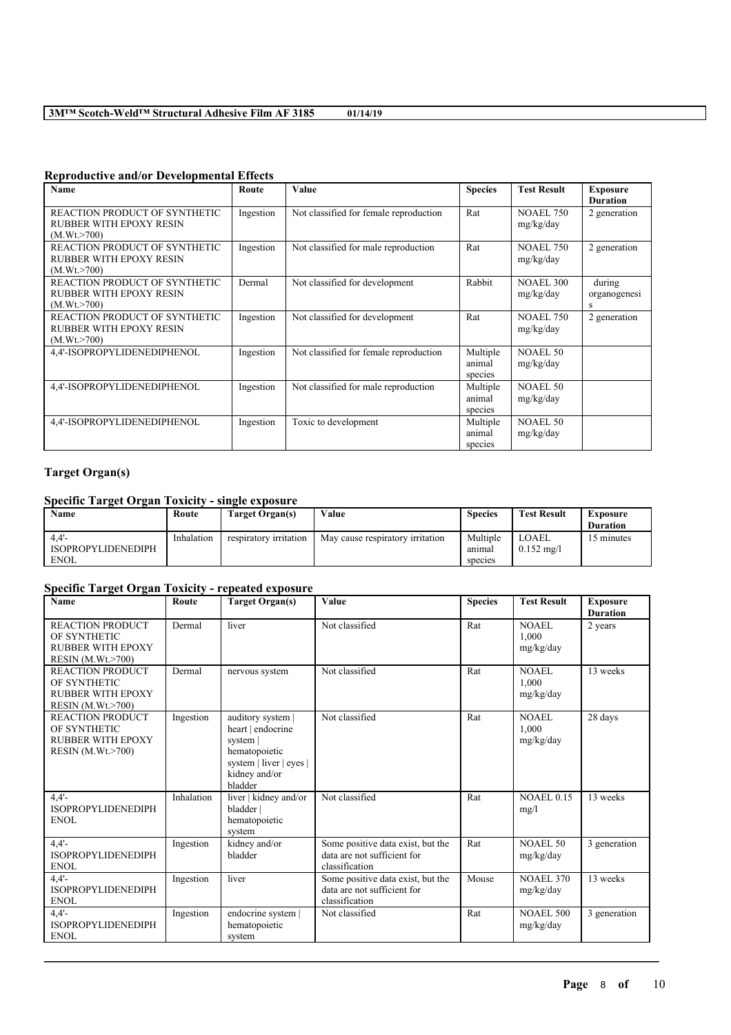### Reproductive and/or Developmental Effects

| Name | Route | Value | Species | Test Result | Exposure Duration |
|---|---|---|---|---|---|
| REACTION PRODUCT OF SYNTHETIC RUBBER WITH EPOXY RESIN (M.Wt.>700) | Ingestion | Not classified for female reproduction | Rat | NOAEL 750 mg/kg/day | 2 generation |
| REACTION PRODUCT OF SYNTHETIC RUBBER WITH EPOXY RESIN (M.Wt.>700) | Ingestion | Not classified for male reproduction | Rat | NOAEL 750 mg/kg/day | 2 generation |
| REACTION PRODUCT OF SYNTHETIC RUBBER WITH EPOXY RESIN (M.Wt.>700) | Dermal | Not classified for development | Rabbit | NOAEL 300 mg/kg/day | during organogenesis |
| REACTION PRODUCT OF SYNTHETIC RUBBER WITH EPOXY RESIN (M.Wt.>700) | Ingestion | Not classified for development | Rat | NOAEL 750 mg/kg/day | 2 generation |
| 4,4'-ISOPROPYLIDENEDIPHENOL | Ingestion | Not classified for female reproduction | Multiple animal species | NOAEL 50 mg/kg/day | |
| 4,4'-ISOPROPYLIDENEDIPHENOL | Ingestion | Not classified for male reproduction | Multiple animal species | NOAEL 50 mg/kg/day | |
| 4,4'-ISOPROPYLIDENEDIPHENOL | Ingestion | Toxic to development | Multiple animal species | NOAEL 50 mg/kg/day | |

### Target Organ(s)

#### Specific Target Organ Toxicity - single exposure

| Name | Route | Target Organ(s) | Value | Species | Test Result | Exposure Duration |
|---|---|---|---|---|---|---|
| 4,4'-ISOPROPYLIDENEDIPHENOL | Inhalation | respiratory irritation | May cause respiratory irritation | Multiple animal species | LOAEL 0.152 mg/l | 15 minutes |

#### Specific Target Organ Toxicity - repeated exposure

| Name | Route | Target Organ(s) | Value | Species | Test Result | Exposure Duration |
|---|---|---|---|---|---|---|
| REACTION PRODUCT OF SYNTHETIC RUBBER WITH EPOXY RESIN (M.Wt.>700) | Dermal | liver | Not classified | Rat | NOAEL 1,000 mg/kg/day | 2 years |
| REACTION PRODUCT OF SYNTHETIC RUBBER WITH EPOXY RESIN (M.Wt.>700) | Dermal | nervous system | Not classified | Rat | NOAEL 1,000 mg/kg/day | 13 weeks |
| REACTION PRODUCT OF SYNTHETIC RUBBER WITH EPOXY RESIN (M.Wt.>700) | Ingestion | auditory system \| heart \| endocrine system \| hematopoietic system \| liver \| eyes \| kidney and/or bladder | Not classified | Rat | NOAEL 1,000 mg/kg/day | 28 days |
| 4,4'-ISOPROPYLIDENEDIPHENOL | Inhalation | liver \| kidney and/or bladder \| hematopoietic system | Not classified | Rat | NOAEL 0.15 mg/l | 13 weeks |
| 4,4'-ISOPROPYLIDENEDIPHENOL | Ingestion | kidney and/or bladder | Some positive data exist, but the data are not sufficient for classification | Rat | NOAEL 50 mg/kg/day | 3 generation |
| 4,4'-ISOPROPYLIDENEDIPHENOL | Ingestion | liver | Some positive data exist, but the data are not sufficient for classification | Mouse | NOAEL 370 mg/kg/day | 13 weeks |
| 4,4'-ISOPROPYLIDENEDIPHENOL | Ingestion | endocrine system \| hematopoietic system | Not classified | Rat | NOAEL 500 mg/kg/day | 3 generation |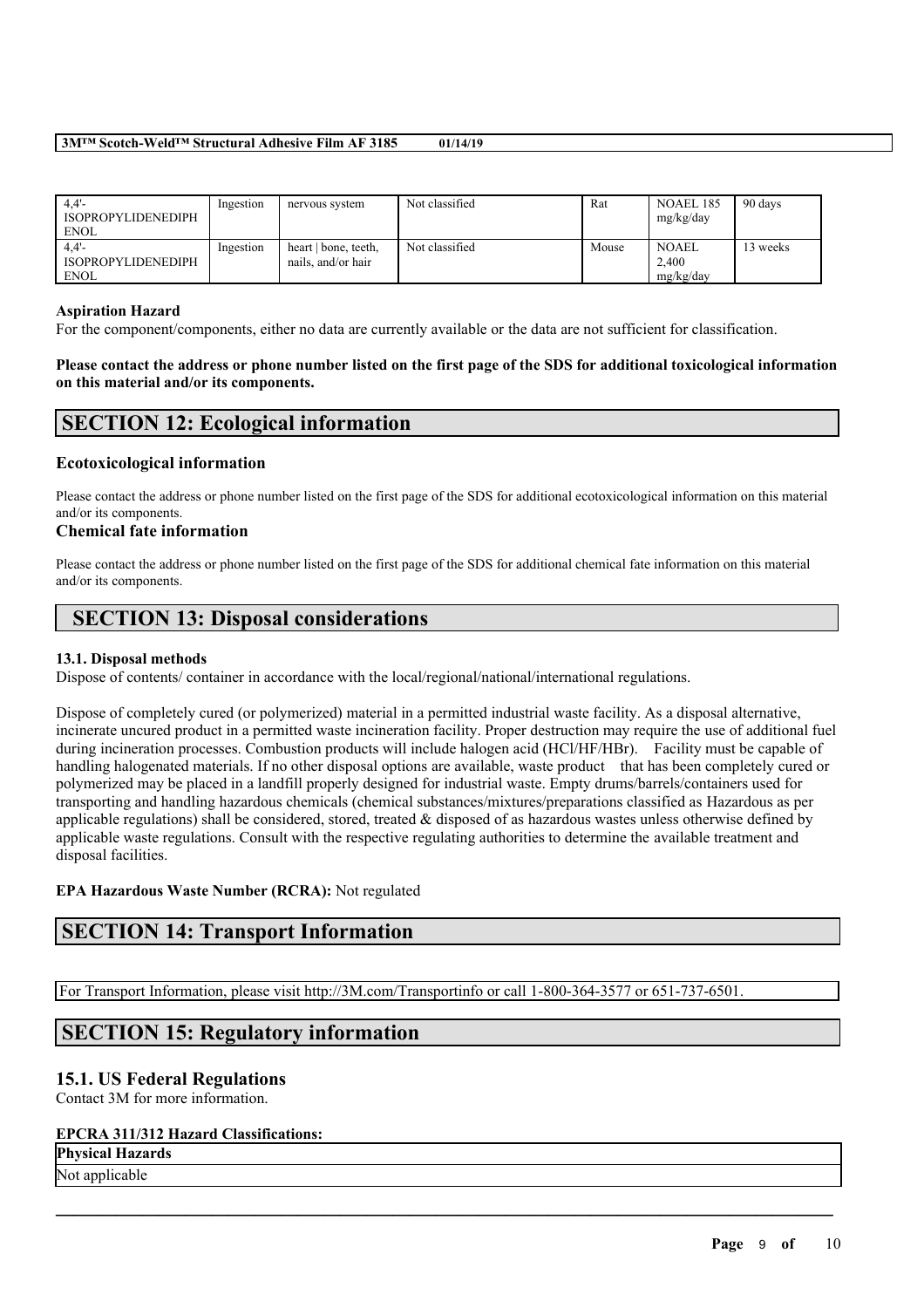| 4,4'-ISOPROPYLIDENEDIPHENOL | Ingestion | nervous system | Not classified | Rat | NOAEL 185 mg/kg/day | 90 days |
|---|---|---|---|---|---|---|
| 4,4'-ISOPROPYLIDENEDIPHENOL | Ingestion | heart \| bone, teeth, nails, and/or hair | Not classified | Mouse | NOAEL 2,400 mg/kg/day | 13 weeks |

**Aspiration Hazard**

For the component/components, either no data are currently available or the data are not sufficient for classification.

**Please contact the address or phone number listed on the first page of the SDS for additional toxicological information on this material and/or its components.**

## SECTION 12: Ecological information

### Ecotoxicological information

Please contact the address or phone number listed on the first page of the SDS for additional ecotoxicological information on this material and/or its components.

### Chemical fate information

Please contact the address or phone number listed on the first page of the SDS for additional chemical fate information on this material and/or its components.

## SECTION 13: Disposal considerations

#### 13.1. Disposal methods

Dispose of contents/ container in accordance with the local/regional/national/international regulations.

Dispose of completely cured (or polymerized) material in a permitted industrial waste facility. As a disposal alternative, incinerate uncured product in a permitted waste incineration facility. Proper destruction may require the use of additional fuel during incineration processes. Combustion products will include halogen acid (HCl/HF/HBr). Facility must be capable of handling halogenated materials. If no other disposal options are available, waste product that has been completely cured or polymerized may be placed in a landfill properly designed for industrial waste. Empty drums/barrels/containers used for transporting and handling hazardous chemicals (chemical substances/mixtures/preparations classified as Hazardous as per applicable regulations) shall be considered, stored, treated & disposed of as hazardous wastes unless otherwise defined by applicable waste regulations. Consult with the respective regulating authorities to determine the available treatment and disposal facilities.

**EPA Hazardous Waste Number (RCRA):** Not regulated

## SECTION 14: Transport Information

For Transport Information, please visit http://3M.com/Transportinfo or call 1-800-364-3577 or 651-737-6501.

## SECTION 15: Regulatory information

### 15.1. US Federal Regulations

Contact 3M for more information.

**EPCRA 311/312 Hazard Classifications:**

| Physical Hazards |
|---|
| Not applicable |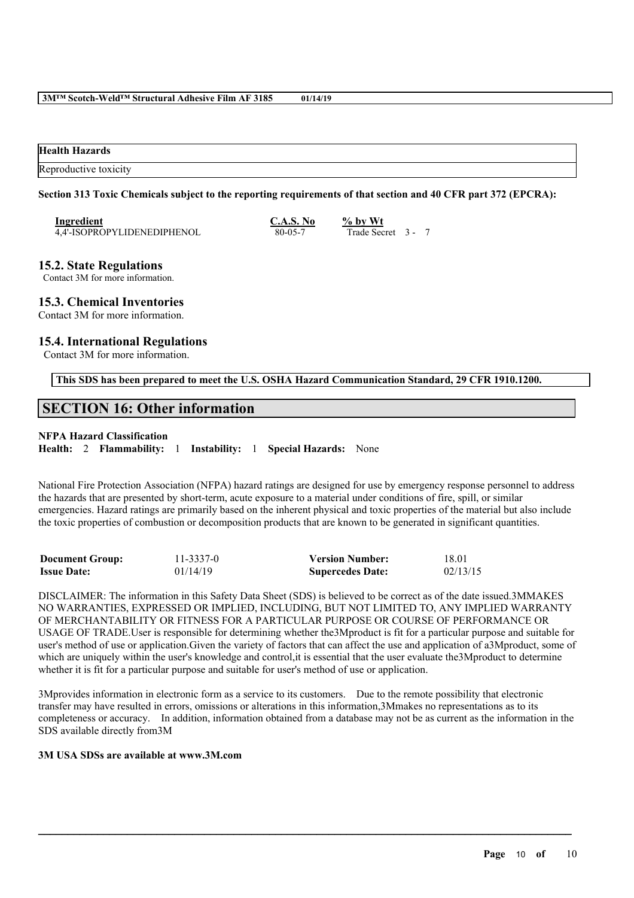| Health Hazards |
| --- |
| Reproductive toxicity |

**Section 313 Toxic Chemicals subject to the reporting requirements of that section and 40 CFR part 372 (EPCRA):**

| Ingredient | C.A.S. No | % by Wt |
| --- | --- | --- |
| 4,4'-ISOPROPYLIDENEDIPHENOL | 80-05-7 | Trade Secret 3 - 7 |

### 15.2. State Regulations

Contact 3M for more information.

### 15.3. Chemical Inventories

Contact 3M for more information.

### 15.4. International Regulations

Contact 3M for more information.

**This SDS has been prepared to meet the U.S. OSHA Hazard Communication Standard, 29 CFR 1910.1200.**

## SECTION 16: Other information

**NFPA Hazard Classification**

**Health:** 2 **Flammability:** 1 **Instability:** 1 **Special Hazards:** None

National Fire Protection Association (NFPA) hazard ratings are designed for use by emergency response personnel to address the hazards that are presented by short-term, acute exposure to a material under conditions of fire, spill, or similar emergencies. Hazard ratings are primarily based on the inherent physical and toxic properties of the material but also include the toxic properties of combustion or decomposition products that are known to be generated in significant quantities.

| | | | |
| --- | --- | --- | --- |
| **Document Group:** | 11-3337-0 | **Version Number:** | 18.01 |
| **Issue Date:** | 01/14/19 | **Supercedes Date:** | 02/13/15 |

DISCLAIMER: The information in this Safety Data Sheet (SDS) is believed to be correct as of the date issued.3MMAKES NO WARRANTIES, EXPRESSED OR IMPLIED, INCLUDING, BUT NOT LIMITED TO, ANY IMPLIED WARRANTY OF MERCHANTABILITY OR FITNESS FOR A PARTICULAR PURPOSE OR COURSE OF PERFORMANCE OR USAGE OF TRADE.User is responsible for determining whether the3Mproduct is fit for a particular purpose and suitable for user's method of use or application.Given the variety of factors that can affect the use and application of a3Mproduct, some of which are uniquely within the user's knowledge and control,it is essential that the user evaluate the3Mproduct to determine whether it is fit for a particular purpose and suitable for user's method of use or application.

3Mprovides information in electronic form as a service to its customers. Due to the remote possibility that electronic transfer may have resulted in errors, omissions or alterations in this information,3Mmakes no representations as to its completeness or accuracy. In addition, information obtained from a database may not be as current as the information in the SDS available directly from3M

**3M USA SDSs are available at www.3M.com**